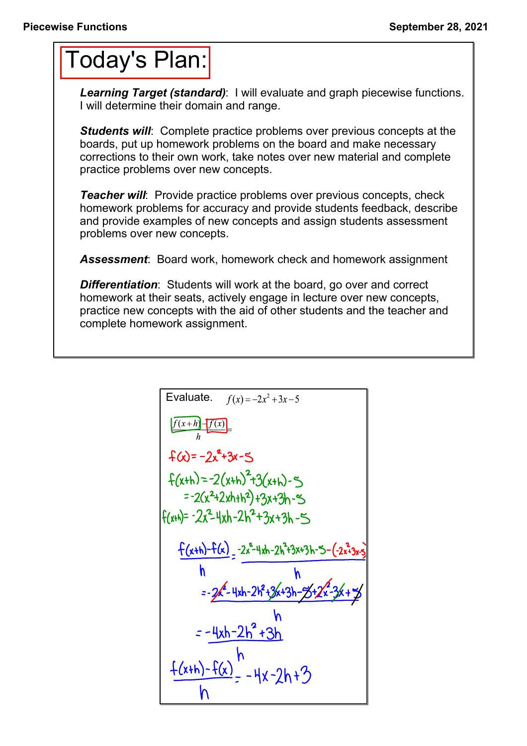# Today's Plan:

***Learning Target (standard)***: I will evaluate and graph piecewise functions. I will determine their domain and range.

***Students will***: Complete practice problems over previous concepts at the boards, put up homework problems on the board and make necessary corrections to their own work, take notes over new material and complete practice problems over new concepts.

***Teacher will***: Provide practice problems over previous concepts, check homework problems for accuracy and provide students feedback, describe and provide examples of new concepts and assign students assessment problems over new concepts.

***Assessment***: Board work, homework check and homework assignment

***Differentiation***: Students will work at the board, go over and correct homework at their seats, actively engage in lecture over new concepts, practice new concepts with the aid of other students and the teacher and complete homework assignment.

---

Evaluate. $f(x) = -2x^2 + 3x - 5$

$$\frac{f(x+h) - f(x)}{h} =$$

$f(x) = -2x^2 + 3x - 5$

$f(x+h) = -2(x+h)^2 + 3(x+h) - 5$

$= -2(x^2 + 2xh + h^2) + 3x + 3h - 5$

$f(x+h) = -2x^2 - 4xh - 2h^2 + 3x + 3h - 5$

$$\frac{f(x+h) - f(x)}{h} = \frac{-2x^2 - 4xh - 2h^2 + 3x + 3h - 5 - (-2x^2 + 3x - 5)}{h}$$

$$= \frac{-2x^2 - 4xh - 2h^2 + 3x + 3h - 5 + 2x^2 - 3x + 5}{h}$$

$$= \frac{-4xh - 2h^2 + 3h}{h}$$

$$\frac{f(x+h) - f(x)}{h} = -4x - 2h + 3$$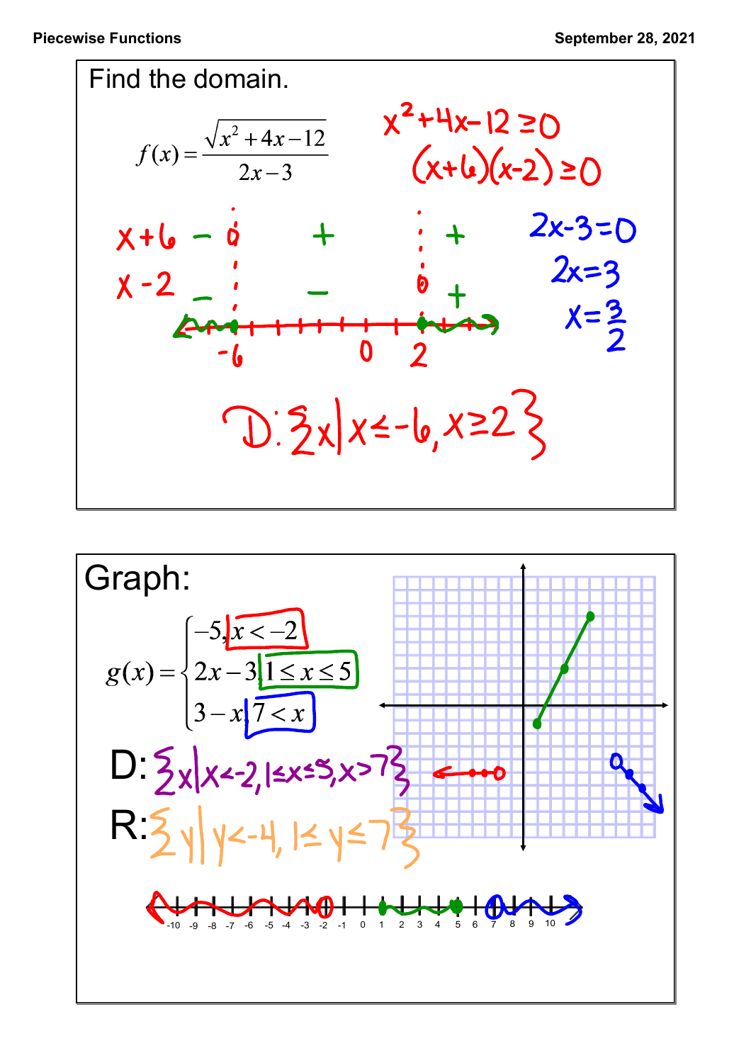Find the domain.

$$f(x) = \frac{\sqrt{x^2+4x-12}}{2x-3}$$

$x^2+4x-12 \geq 0$

$(x+6)(x-2) \geq 0$

$x+6$: $-$ 0 $+$ $+$

$x-2$: $-$ $-$ 0 $+$

Number line: $-6$, $0$, $2$

$2x-3=0$

$2x=3$

$x=\frac{3}{2}$

D: $\{x \mid x \leq -6, x \geq 2\}$

Graph:

$$g(x) = \begin{cases} -5, & x < -2 \\ 2x-3, & 1 \leq x \leq 5 \\ 3-x, & 7 < x \end{cases}$$

D: $\{x \mid x < -2, 1 \leq x \leq 5, x > 7\}$

R: $\{y \mid y < -4, 1 \leq y \leq 7\}$

Number line: -10 -9 -8 -7 -6 -5 -4 -3 -2 -1 0 1 2 3 4 5 6 7 8 9 10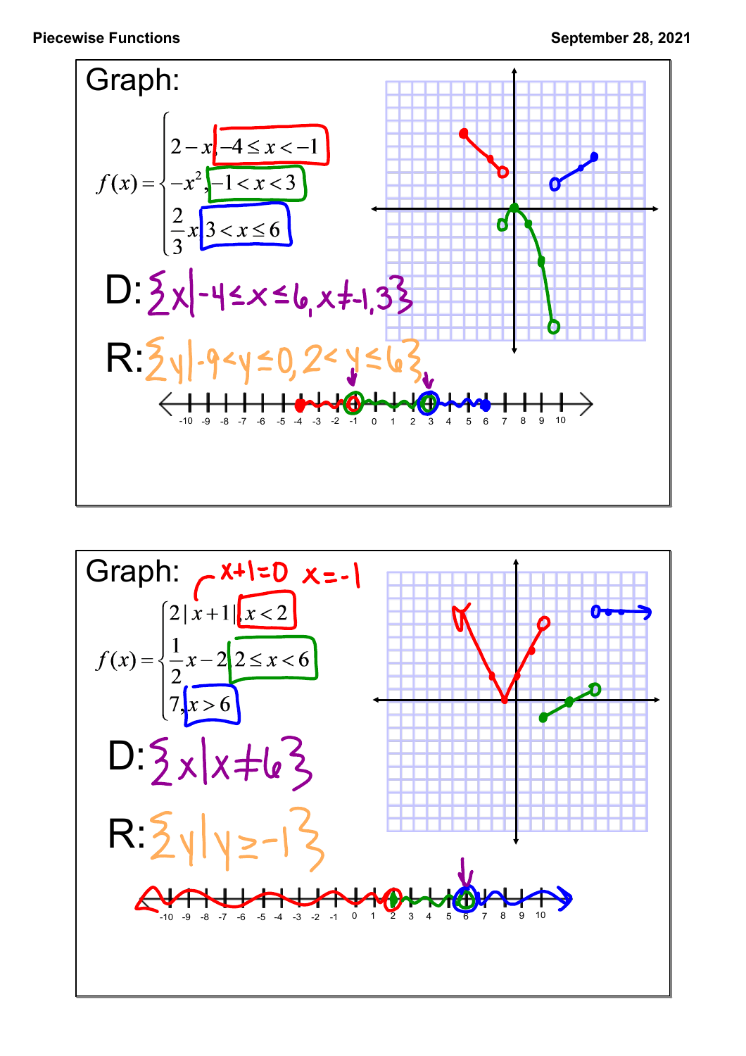Graph:

$$f(x)=\begin{cases} 2-x, & -4\le x<-1 \\ -x^2, & -1<x<3 \\ \dfrac{2}{3}x, & 3<x\le 6 \end{cases}$$

D: $\{x \mid -4 \le x \le 6, x \ne -1, 3\}$

R: $\{y \mid -9 < y \le 0, 2 < y \le 6\}$

Graph:

$x+1=0 \quad x=-1$

$$f(x)=\begin{cases} 2|x+1|, & x<2 \\ \dfrac{1}{2}x-2, & 2\le x<6 \\ 7, & x>6 \end{cases}$$

D: $\{x \mid x \ne 6\}$

R: $\{y \mid y \ge -1\}$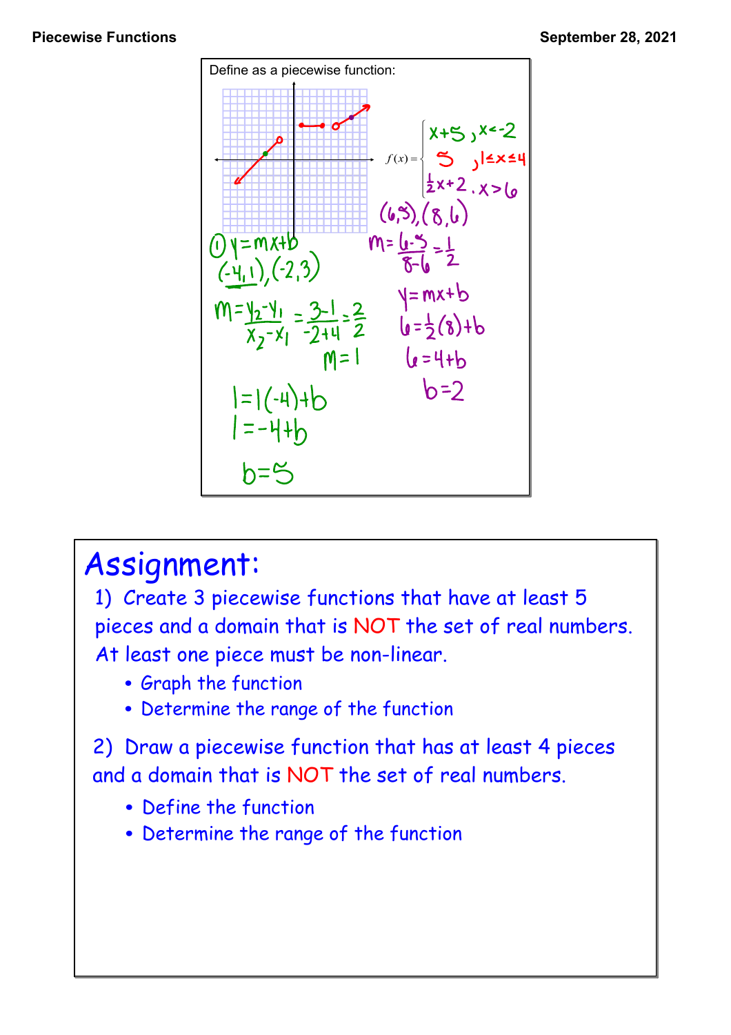Define as a piecewise function:

$$f(x) = \begin{cases} x+5, & x<-2 \\ 5, & 1 \le x \le 4 \\ \frac{1}{2}x+2, & x>6 \end{cases}$$

(6,5), (8,6)

$m = \frac{6-5}{8-6} = \frac{1}{2}$

$y = mx+b$

$6 = \frac{1}{2}(8)+b$

$6 = 4+b$

$b = 2$

① $y = mx+b$

$(-4,1), (-2,3)$

$m = \frac{y_2-y_1}{x_2-x_1} = \frac{3-1}{-2+4} = \frac{2}{2}$

$m = 1$

$1 = 1(-4)+b$

$1 = -4+b$

$b = 5$

# Assignment:

1) Create 3 piecewise functions that have at least 5 pieces and a domain that is NOT the set of real numbers. At least one piece must be non-linear.

- Graph the function
- Determine the range of the function

2) Draw a piecewise function that has at least 4 pieces and a domain that is NOT the set of real numbers.

- Define the function
- Determine the range of the function